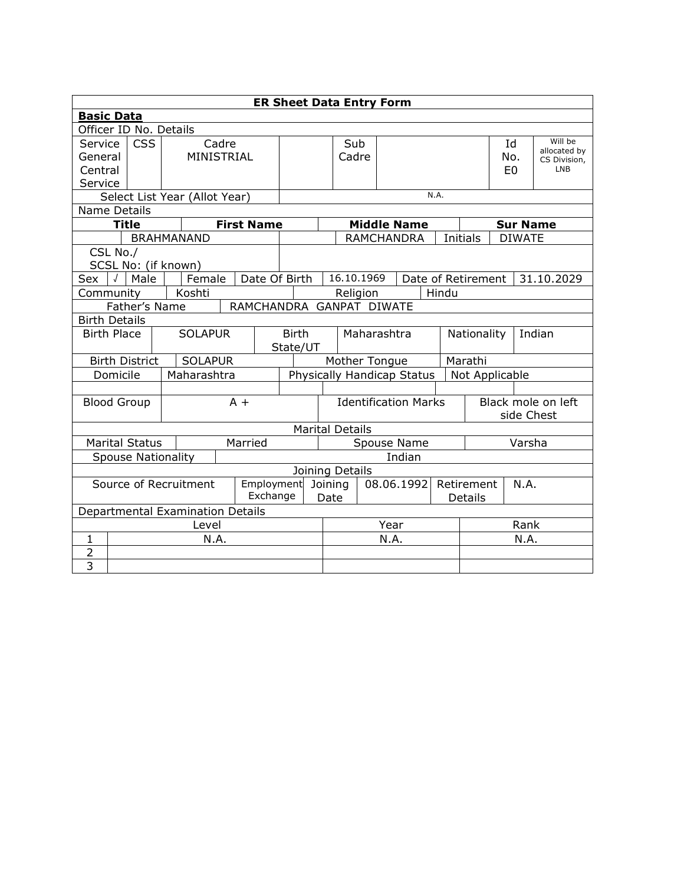## ER Sheet Data Entry Form

**Basic Data**

Officer ID No. Details

| Service | CSS | Cadre | | Sub Cadre | | Id No. | Will be allocated by CS Division, LNB |
|---|---|---|---|---|---|---|---|
| General Central Service | | MINISTRIAL | | | | E0 | |

| Select List Year (Allot Year) | N.A. |
|---|---|

Name Details

| Title | First Name | Middle Name | | Sur Name |
|---|---|---|---|---|
| | BRAHMANAND | RAMCHANDRA | Initials | DIWATE |

| CSL No./ SCSL No: (if known) | |
|---|---|

| Sex | √ | Male | | Female | Date Of Birth | 16.10.1969 | Date of Retirement | 31.10.2029 |
|---|---|---|---|---|---|---|---|---|

| Community | Koshti | Religion | Hindu |
|---|---|---|---|
| Father's Name | RAMCHANDRA GANPAT DIWATE | | |

Birth Details

| Birth Place | SOLAPUR | Birth State/UT | Maharashtra | Nationality | Indian |
|---|---|---|---|---|---|
| Birth District | SOLAPUR | Mother Tongue | Marathi | | |
| Domicile | Maharashtra | Physically Handicap Status | Not Applicable | | |
| Blood Group | A + | Identification Marks | Black mole on left side Chest | | |

Marital Details

| Marital Status | Married | Spouse Name | Varsha |
|---|---|---|---|
| Spouse Nationality | Indian | | |

Joining Details

| Source of Recruitment | Employment Exchange | Joining Date | 08.06.1992 | Retirement Details | N.A. |
|---|---|---|---|---|---|

Departmental Examination Details

| | Level | Year | Rank |
|---|---|---|---|
| 1 | N.A. | N.A. | N.A. |
| 2 | | | |
| 3 | | | |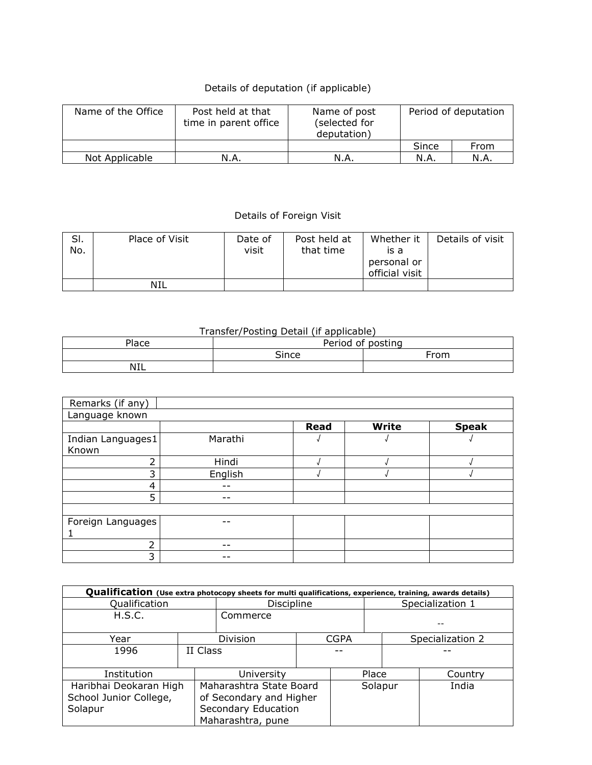Details of deputation (if applicable)

| Name of the Office | Post held at that time in parent office | Name of post (selected for deputation) | Period of deputation | |
|---|---|---|---|---|
| | | | Since | From |
| Not Applicable | N.A. | N.A. | N.A. | N.A. |

Details of Foreign Visit

| Sl. No. | Place of Visit | Date of visit | Post held at that time | Whether it is a personal or official visit | Details of visit |
|---|---|---|---|---|---|
| | NIL | | | | |

Transfer/Posting Detail (if applicable)

| Place | Period of posting | |
|---|---|---|
| | Since | From |
| NIL | | |

| Remarks (if any) | | | | |
|---|---|---|---|---|
| Language known | | | | |
| | | **Read** | **Write** | **Speak** |
| Indian Languages1 Known | Marathi | √ | √ | √ |
| 2 | Hindi | √ | √ | √ |
| 3 | English | √ | √ | √ |
| 4 | -- | | | |
| 5 | -- | | | |
| | | | | |
| Foreign Languages 1 | -- | | | |
| 2 | -- | | | |
| 3 | -- | | | |

**Qualification** **(Use extra photocopy sheets for multi qualifications, experience, training, awards details)**

| Qualification | Discipline | Specialization 1 |
|---|---|---|
| H.S.C. | Commerce | -- |

| Year | Division | CGPA | Specialization 2 |
|---|---|---|---|
| 1996 | II Class | -- | -- |

| Institution | University | Place | Country |
|---|---|---|---|
| Haribhai Deokaran High School Junior College, Solapur | Maharashtra State Board of Secondary and Higher Secondary Education Maharashtra, pune | Solapur | India |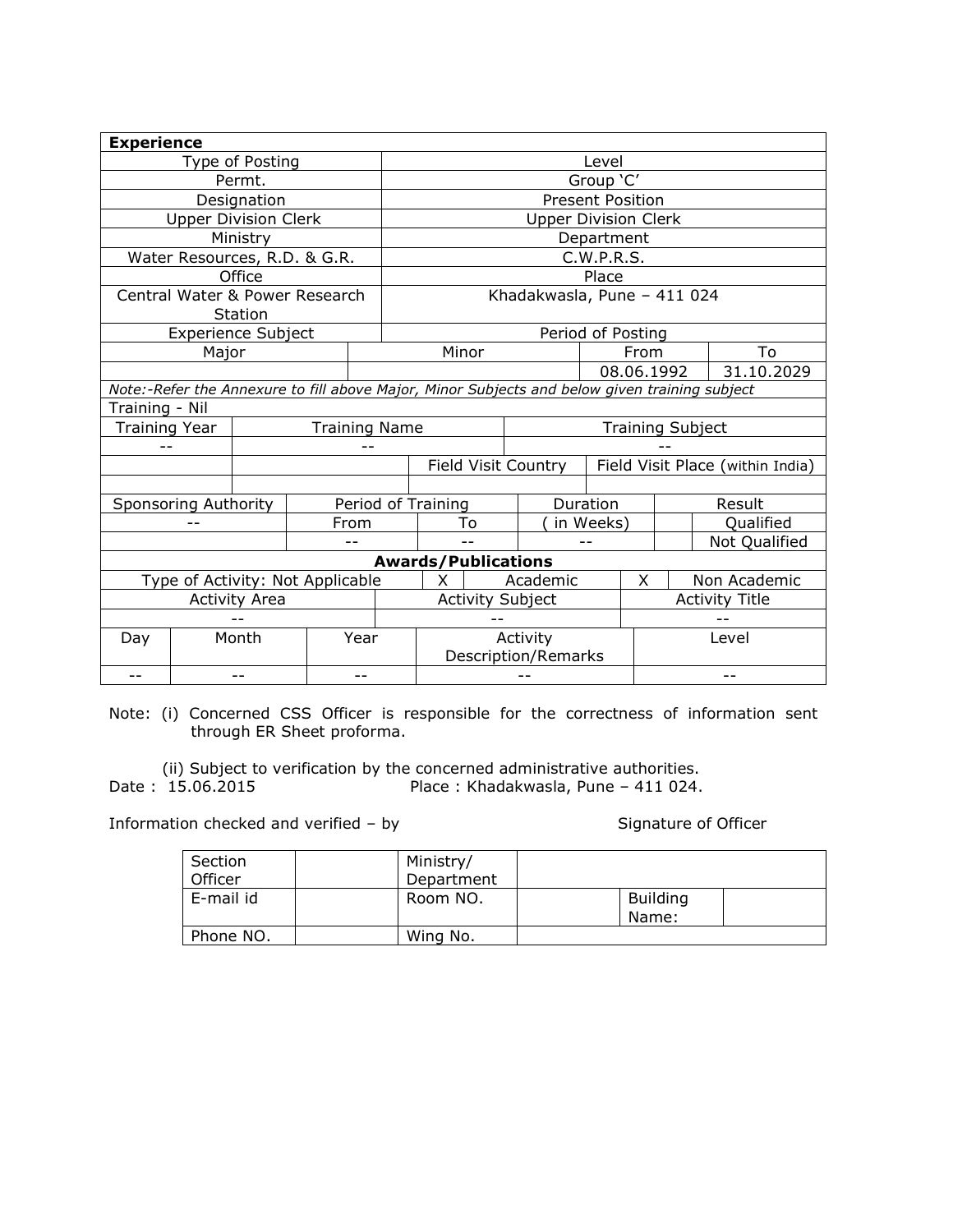| **Experience** | |
|---|---|
| Type of Posting | Level |
| Permt. | Group 'C' |
| Designation | Present Position |
| Upper Division Clerk | Upper Division Clerk |
| Ministry | Department |
| Water Resources, R.D. & G.R. | C.W.P.R.S. |
| Office | Place |
| Central Water & Power Research Station | Khadakwasla, Pune – 411 024 |

| Experience Subject | | Period of Posting | |
|---|---|---|---|
| Major | Minor | From | To |
| | | 08.06.1992 | 31.10.2029 |

*Note:-Refer the Annexure to fill above Major, Minor Subjects and below given training subject*

Training - Nil

| Training Year | Training Name | | Training Subject |
|---|---|---|---|
| -- | -- | | -- |
| | | Field Visit Country | Field Visit Place (within India) |
| | | | |

| Sponsoring Authority | Period of Training | | Duration | Result | |
|---|---|---|---|---|---|
| -- | From | To | ( in Weeks) | | Qualified |
| | -- | -- | -- | | Not Qualified |

| **Awards/Publications** | | | | |
|---|---|---|---|---|
| Type of Activity: Not Applicable | X | Academic | X | Non Academic |

| Activity Area | Activity Subject | Activity Title |
|---|---|---|
| -- | -- | -- |

| Day | Month | Year | Activity Description/Remarks | Level |
|---|---|---|---|---|
| -- | -- | -- | -- | -- |

Note: (i) Concerned CSS Officer is responsible for the correctness of information sent through ER Sheet proforma.

(ii) Subject to verification by the concerned administrative authorities.

Date : 15.06.2015 Place : Khadakwasla, Pune – 411 024.

Information checked and verified – by Signature of Officer

| | | | | | |
|---|---|---|---|---|---|
| Section Officer | | Ministry/ Department | | | |
| E-mail id | | Room NO. | | Building Name: | |
| Phone NO. | | Wing No. | | | |